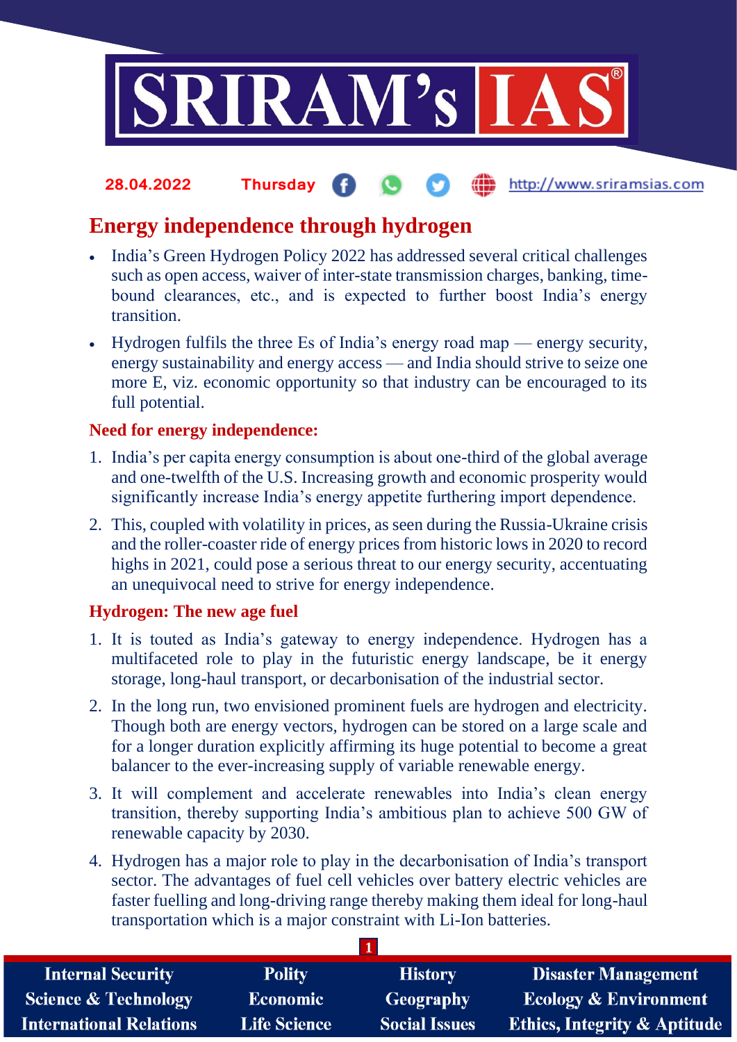28.04.2022 Thursday http://www.sriramsias.com

# Energy independence through hydrogen

- India's Green Hydrogen Policy 2022 has addressed several critical challenges such as open access, waiver of inter-state transmission charges, banking, time-bound clearances, etc., and is expected to further boost India's energy transition.
- Hydrogen fulfils the three Es of India's energy road map — energy security, energy sustainability and energy access — and India should strive to seize one more E, viz. economic opportunity so that industry can be encouraged to its full potential.

## Need for energy independence:

1. India's per capita energy consumption is about one-third of the global average and one-twelfth of the U.S. Increasing growth and economic prosperity would significantly increase India's energy appetite furthering import dependence.
2. This, coupled with volatility in prices, as seen during the Russia-Ukraine crisis and the roller-coaster ride of energy prices from historic lows in 2020 to record highs in 2021, could pose a serious threat to our energy security, accentuating an unequivocal need to strive for energy independence.

## Hydrogen: The new age fuel

1. It is touted as India's gateway to energy independence. Hydrogen has a multifaceted role to play in the futuristic energy landscape, be it energy storage, long-haul transport, or decarbonisation of the industrial sector.
2. In the long run, two envisioned prominent fuels are hydrogen and electricity. Though both are energy vectors, hydrogen can be stored on a large scale and for a longer duration explicitly affirming its huge potential to become a great balancer to the ever-increasing supply of variable renewable energy.
3. It will complement and accelerate renewables into India's clean energy transition, thereby supporting India's ambitious plan to achieve 500 GW of renewable capacity by 2030.
4. Hydrogen has a major role to play in the decarbonisation of India's transport sector. The advantages of fuel cell vehicles over battery electric vehicles are faster fuelling and long-driving range thereby making them ideal for long-haul transportation which is a major constraint with Li-Ion batteries.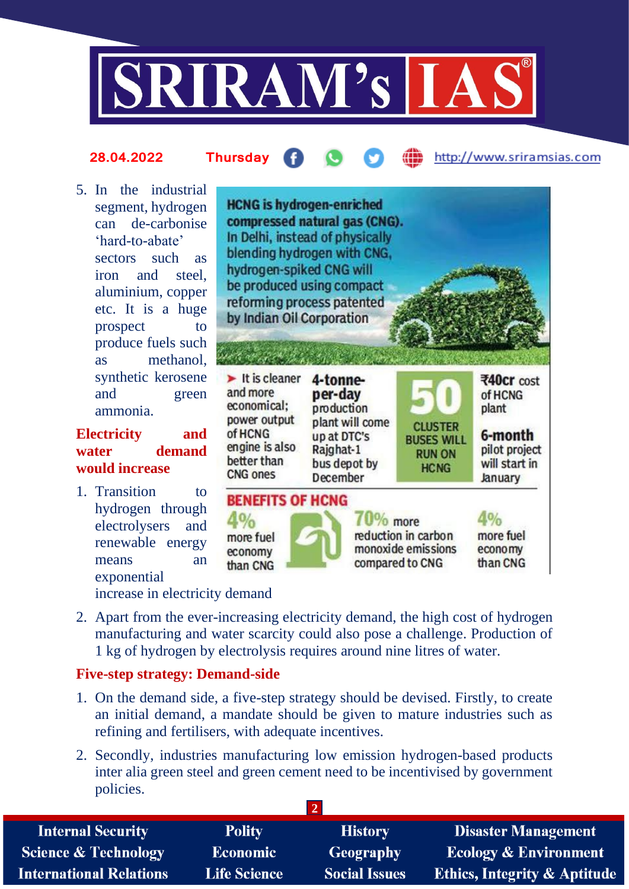5. In the industrial segment, hydrogen can de-carbonise 'hard-to-abate' sectors such as iron and steel, aluminium, copper etc. It is a huge prospect to produce fuels such as methanol, synthetic kerosene and green ammonia.

**HCNG is hydrogen-enriched compressed natural gas (CNG).** In Delhi, instead of physically blending hydrogen with CNG, hydrogen-spiked CNG will be produced using compact reforming process patented by Indian Oil Corporation

- It is cleaner and more economical; power output of HCNG engine is also better than CNG ones
- **4-tonne-per-day** production plant will come up at DTC's Rajghat-1 bus depot by December
- **50** CLUSTER BUSES WILL RUN ON HCNG
- **₹40cr** cost of HCNG plant
- **6-month** pilot project will start in January

**BENEFITS OF HCNG**

- **4%** more fuel economy than CNG
- **70%** more reduction in carbon monoxide emissions compared to CNG
- **4%** more fuel economy than CNG

## Electricity and water demand would increase

1. Transition to hydrogen through electrolysers and renewable energy means an exponential increase in electricity demand
2. Apart from the ever-increasing electricity demand, the high cost of hydrogen manufacturing and water scarcity could also pose a challenge. Production of 1 kg of hydrogen by electrolysis requires around nine litres of water.

## Five-step strategy: Demand-side

1. On the demand side, a five-step strategy should be devised. Firstly, to create an initial demand, a mandate should be given to mature industries such as refining and fertilisers, with adequate incentives.
2. Secondly, industries manufacturing low emission hydrogen-based products inter alia green steel and green cement need to be incentivised by government policies.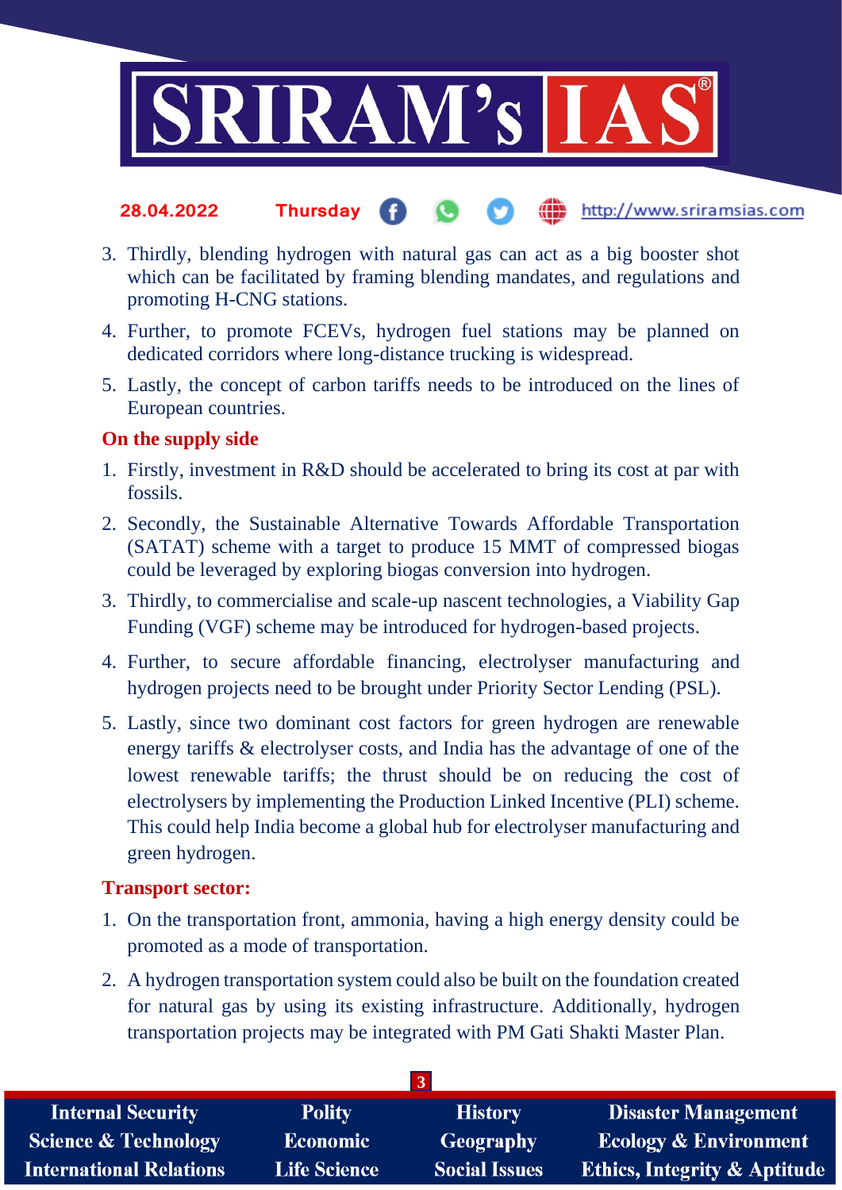3. Thirdly, blending hydrogen with natural gas can act as a big booster shot which can be facilitated by framing blending mandates, and regulations and promoting H-CNG stations.
4. Further, to promote FCEVs, hydrogen fuel stations may be planned on dedicated corridors where long-distance trucking is widespread.
5. Lastly, the concept of carbon tariffs needs to be introduced on the lines of European countries.

### On the supply side

1. Firstly, investment in R&D should be accelerated to bring its cost at par with fossils.
2. Secondly, the Sustainable Alternative Towards Affordable Transportation (SATAT) scheme with a target to produce 15 MMT of compressed biogas could be leveraged by exploring biogas conversion into hydrogen.
3. Thirdly, to commercialise and scale-up nascent technologies, a Viability Gap Funding (VGF) scheme may be introduced for hydrogen-based projects.
4. Further, to secure affordable financing, electrolyser manufacturing and hydrogen projects need to be brought under Priority Sector Lending (PSL).
5. Lastly, since two dominant cost factors for green hydrogen are renewable energy tariffs & electrolyser costs, and India has the advantage of one of the lowest renewable tariffs; the thrust should be on reducing the cost of electrolysers by implementing the Production Linked Incentive (PLI) scheme. This could help India become a global hub for electrolyser manufacturing and green hydrogen.

### Transport sector:

1. On the transportation front, ammonia, having a high energy density could be promoted as a mode of transportation.
2. A hydrogen transportation system could also be built on the foundation created for natural gas by using its existing infrastructure. Additionally, hydrogen transportation projects may be integrated with PM Gati Shakti Master Plan.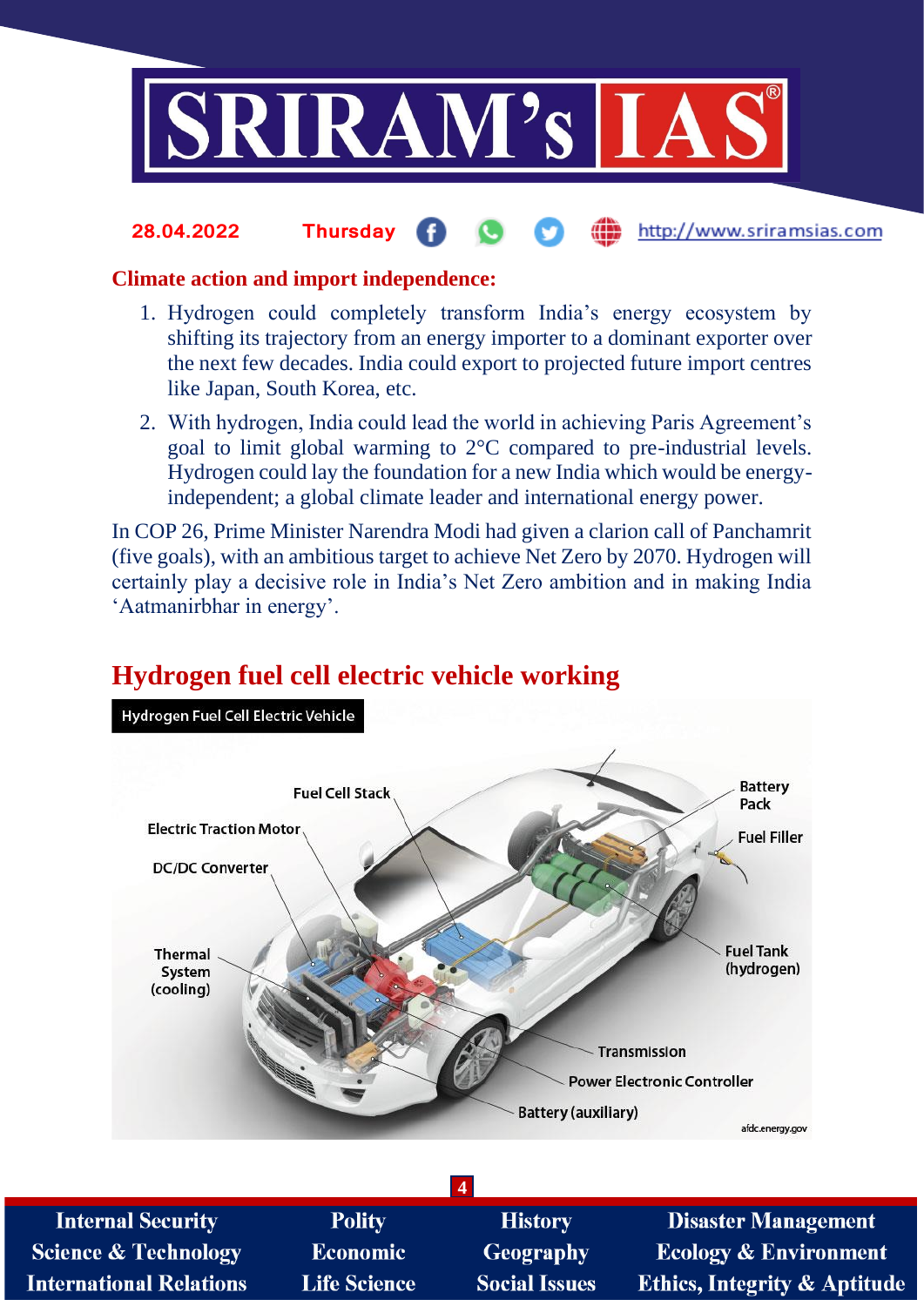**Climate action and import independence:**

1. Hydrogen could completely transform India's energy ecosystem by shifting its trajectory from an energy importer to a dominant exporter over the next few decades. India could export to projected future import centres like Japan, South Korea, etc.
2. With hydrogen, India could lead the world in achieving Paris Agreement's goal to limit global warming to 2°C compared to pre-industrial levels. Hydrogen could lay the foundation for a new India which would be energy-independent; a global climate leader and international energy power.

In COP 26, Prime Minister Narendra Modi had given a clarion call of Panchamrit (five goals), with an ambitious target to achieve Net Zero by 2070. Hydrogen will certainly play a decisive role in India's Net Zero ambition and in making India 'Aatmanirbhar in energy'.

## Hydrogen fuel cell electric vehicle working

Hydrogen Fuel Cell Electric Vehicle

Fuel Cell Stack, Electric Traction Motor, DC/DC Converter, Thermal System (cooling), Battery Pack, Fuel Filler, Fuel Tank (hydrogen), Transmission, Power Electronic Controller, Battery (auxiliary)

afdc.energy.gov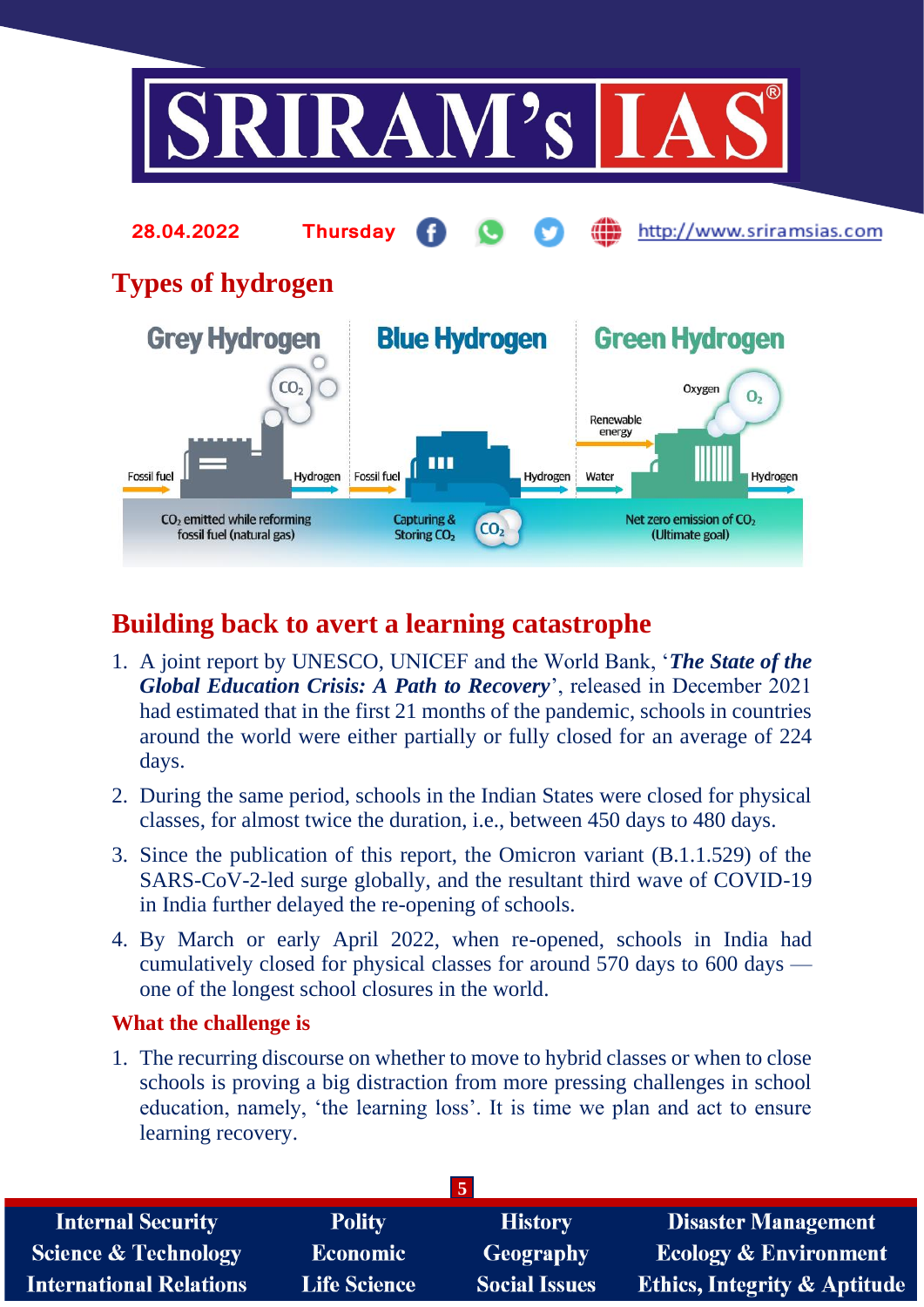## Types of hydrogen

Grey Hydrogen | Blue Hydrogen | Green Hydrogen

Fossil fuel → Hydrogen; $CO_2$ emitted while reforming fossil fuel (natural gas)

Fossil fuel → Hydrogen; Capturing & Storing $CO_2$

Renewable energy, Water → Hydrogen, Oxygen $O_2$; Net zero emission of $CO_2$ (Ultimate goal)

## Building back to avert a learning catastrophe

1. A joint report by UNESCO, UNICEF and the World Bank, '***The State of the Global Education Crisis: A Path to Recovery***', released in December 2021 had estimated that in the first 21 months of the pandemic, schools in countries around the world were either partially or fully closed for an average of 224 days.
2. During the same period, schools in the Indian States were closed for physical classes, for almost twice the duration, i.e., between 450 days to 480 days.
3. Since the publication of this report, the Omicron variant (B.1.1.529) of the SARS-CoV-2-led surge globally, and the resultant third wave of COVID-19 in India further delayed the re-opening of schools.
4. By March or early April 2022, when re-opened, schools in India had cumulatively closed for physical classes for around 570 days to 600 days — one of the longest school closures in the world.

### What the challenge is

1. The recurring discourse on whether to move to hybrid classes or when to close schools is proving a big distraction from more pressing challenges in school education, namely, 'the learning loss'. It is time we plan and act to ensure learning recovery.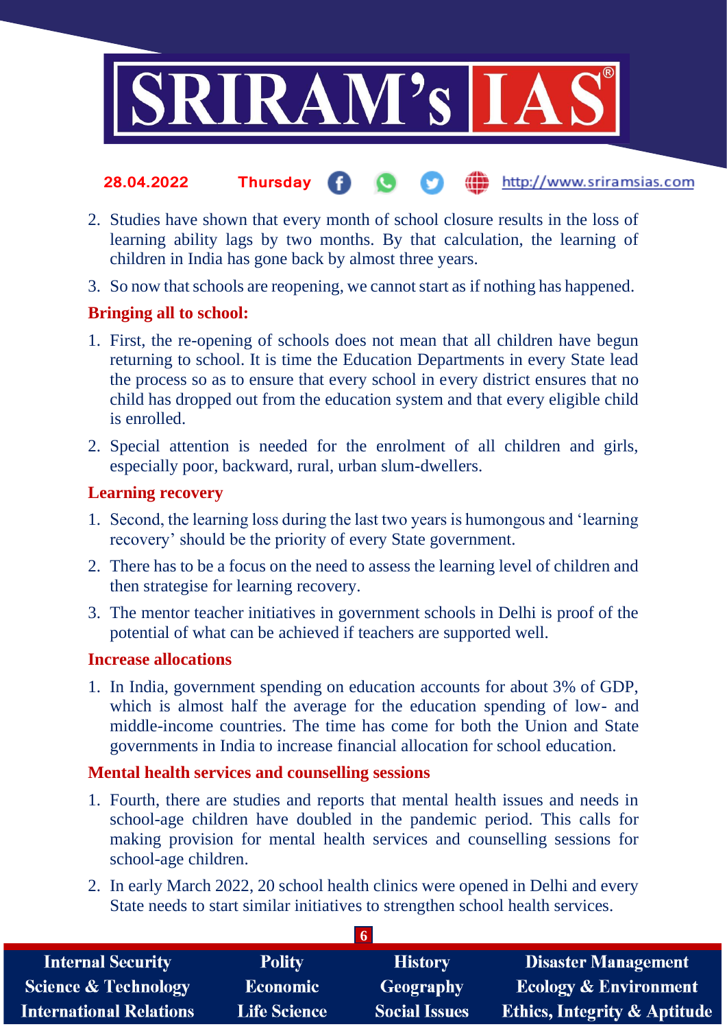2. Studies have shown that every month of school closure results in the loss of learning ability lags by two months. By that calculation, the learning of children in India has gone back by almost three years.
3. So now that schools are reopening, we cannot start as if nothing has happened.

**Bringing all to school:**

1. First, the re-opening of schools does not mean that all children have begun returning to school. It is time the Education Departments in every State lead the process so as to ensure that every school in every district ensures that no child has dropped out from the education system and that every eligible child is enrolled.
2. Special attention is needed for the enrolment of all children and girls, especially poor, backward, rural, urban slum-dwellers.

**Learning recovery**

1. Second, the learning loss during the last two years is humongous and 'learning recovery' should be the priority of every State government.
2. There has to be a focus on the need to assess the learning level of children and then strategise for learning recovery.
3. The mentor teacher initiatives in government schools in Delhi is proof of the potential of what can be achieved if teachers are supported well.

**Increase allocations**

1. In India, government spending on education accounts for about 3% of GDP, which is almost half the average for the education spending of low- and middle-income countries. The time has come for both the Union and State governments in India to increase financial allocation for school education.

**Mental health services and counselling sessions**

1. Fourth, there are studies and reports that mental health issues and needs in school-age children have doubled in the pandemic period. This calls for making provision for mental health services and counselling sessions for school-age children.
2. In early March 2022, 20 school health clinics were opened in Delhi and every State needs to start similar initiatives to strengthen school health services.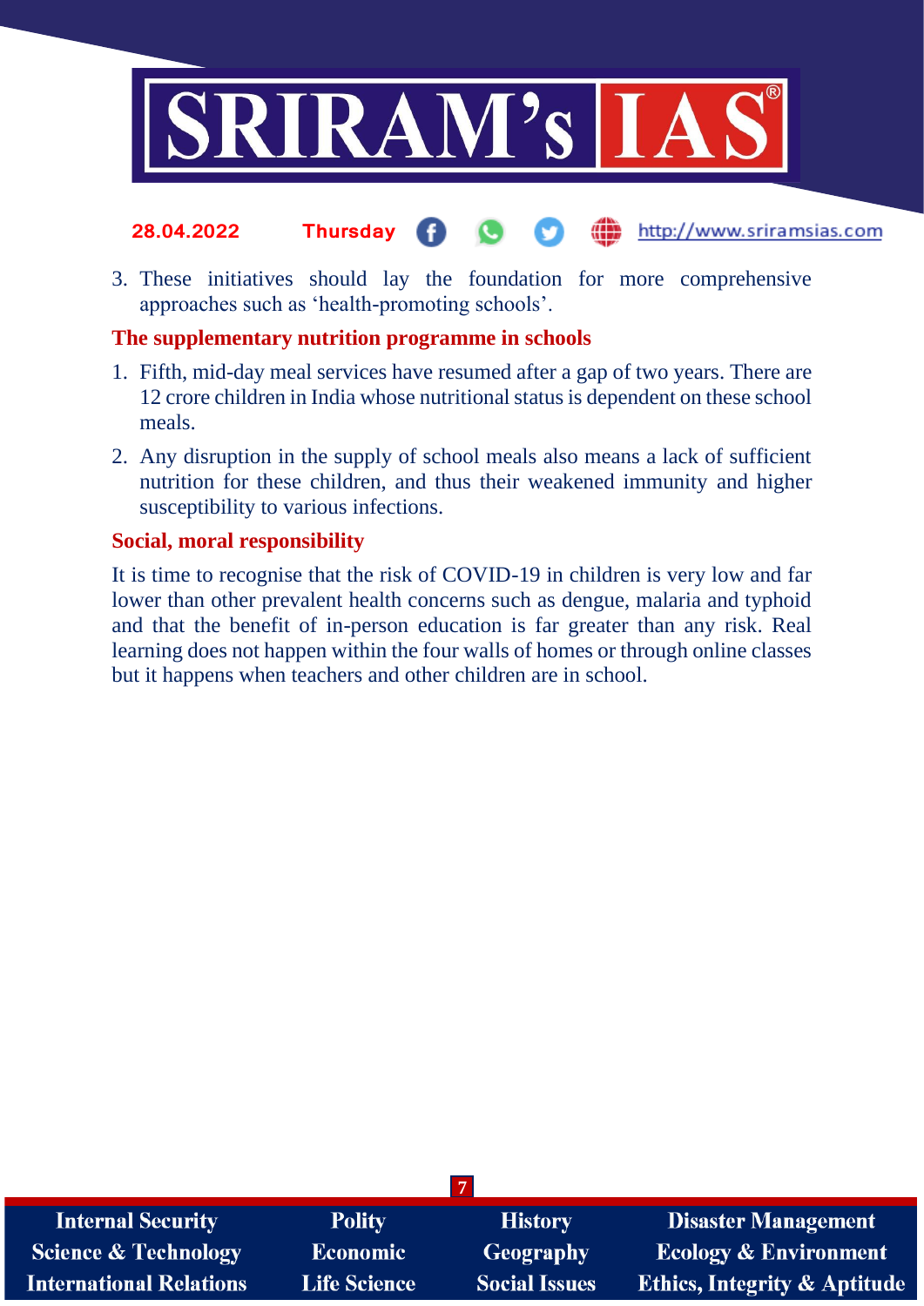3. These initiatives should lay the foundation for more comprehensive approaches such as 'health-promoting schools'.

### The supplementary nutrition programme in schools

1. Fifth, mid-day meal services have resumed after a gap of two years. There are 12 crore children in India whose nutritional status is dependent on these school meals.
2. Any disruption in the supply of school meals also means a lack of sufficient nutrition for these children, and thus their weakened immunity and higher susceptibility to various infections.

### Social, moral responsibility

It is time to recognise that the risk of COVID-19 in children is very low and far lower than other prevalent health concerns such as dengue, malaria and typhoid and that the benefit of in-person education is far greater than any risk. Real learning does not happen within the four walls of homes or through online classes but it happens when teachers and other children are in school.